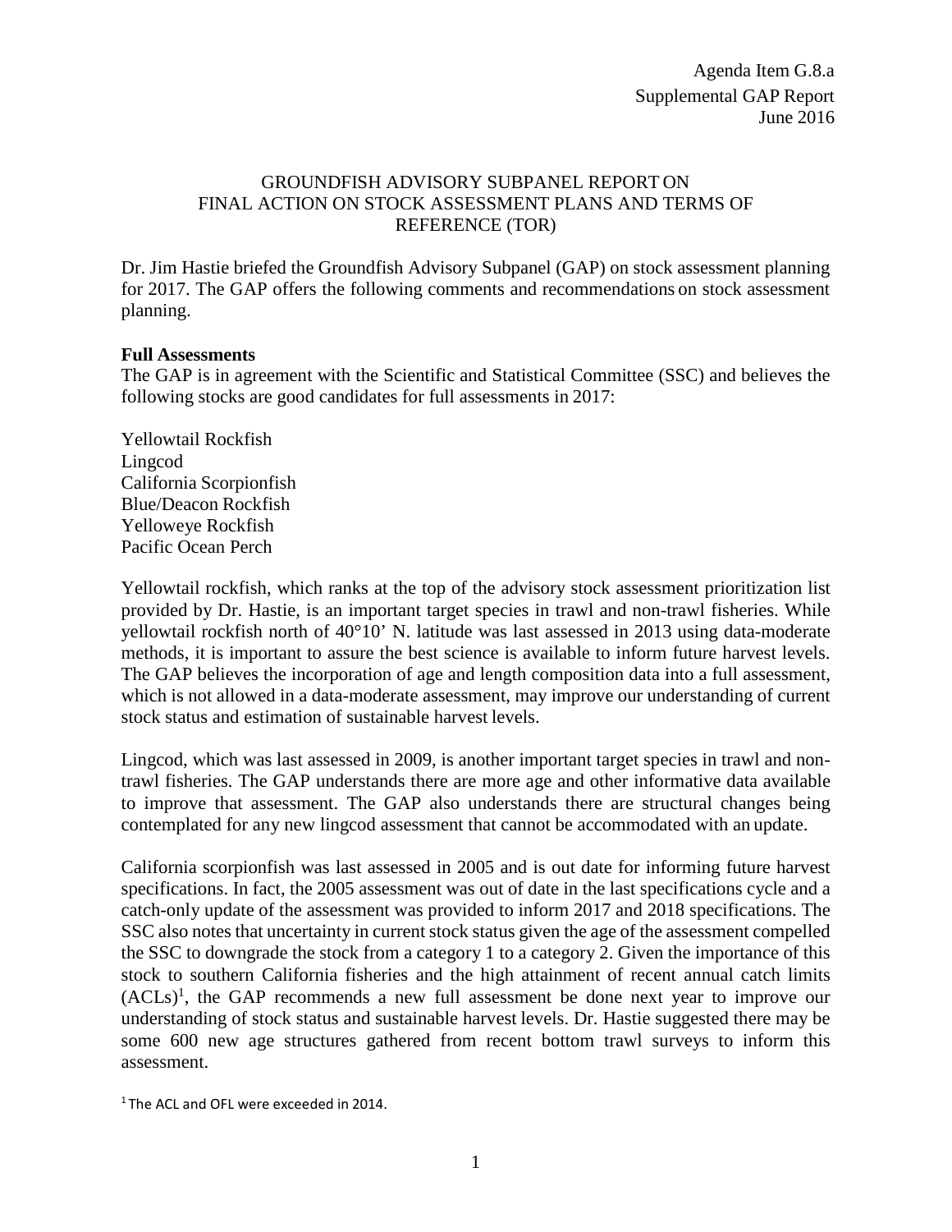Agenda Item G.8.a
Supplemental GAP Report
June 2016

# GROUNDFISH ADVISORY SUBPANEL REPORT ON FINAL ACTION ON STOCK ASSESSMENT PLANS AND TERMS OF REFERENCE (TOR)

Dr. Jim Hastie briefed the Groundfish Advisory Subpanel (GAP) on stock assessment planning for 2017. The GAP offers the following comments and recommendations on stock assessment planning.

**Full Assessments**

The GAP is in agreement with the Scientific and Statistical Committee (SSC) and believes the following stocks are good candidates for full assessments in 2017:

Yellowtail Rockfish
Lingcod
California Scorpionfish
Blue/Deacon Rockfish
Yelloweye Rockfish
Pacific Ocean Perch

Yellowtail rockfish, which ranks at the top of the advisory stock assessment prioritization list provided by Dr. Hastie, is an important target species in trawl and non-trawl fisheries. While yellowtail rockfish north of 40°10' N. latitude was last assessed in 2013 using data-moderate methods, it is important to assure the best science is available to inform future harvest levels. The GAP believes the incorporation of age and length composition data into a full assessment, which is not allowed in a data-moderate assessment, may improve our understanding of current stock status and estimation of sustainable harvest levels.

Lingcod, which was last assessed in 2009, is another important target species in trawl and non-trawl fisheries. The GAP understands there are more age and other informative data available to improve that assessment. The GAP also understands there are structural changes being contemplated for any new lingcod assessment that cannot be accommodated with an update.

California scorpionfish was last assessed in 2005 and is out date for informing future harvest specifications. In fact, the 2005 assessment was out of date in the last specifications cycle and a catch-only update of the assessment was provided to inform 2017 and 2018 specifications. The SSC also notes that uncertainty in current stock status given the age of the assessment compelled the SSC to downgrade the stock from a category 1 to a category 2. Given the importance of this stock to southern California fisheries and the high attainment of recent annual catch limits (ACLs)[1], the GAP recommends a new full assessment be done next year to improve our understanding of stock status and sustainable harvest levels. Dr. Hastie suggested there may be some 600 new age structures gathered from recent bottom trawl surveys to inform this assessment.

[1] The ACL and OFL were exceeded in 2014.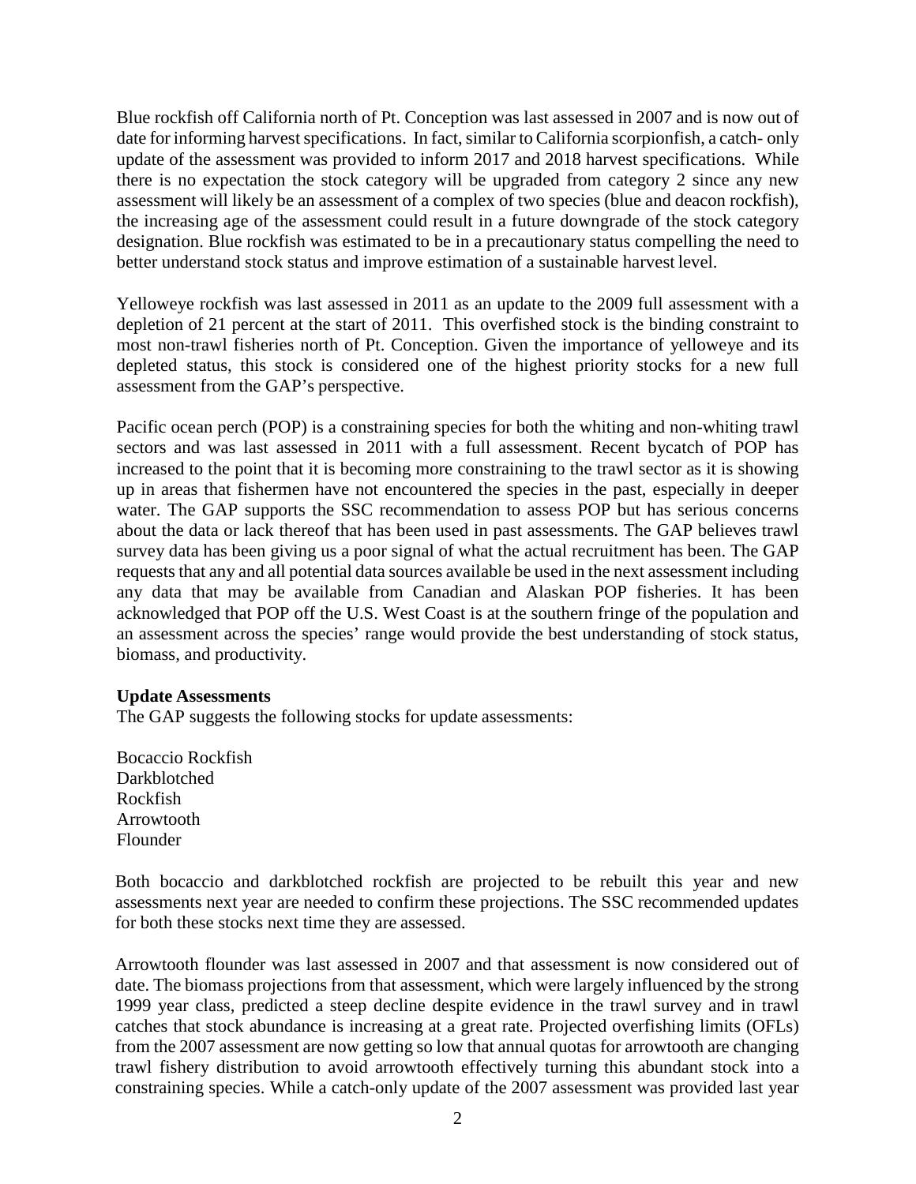Blue rockfish off California north of Pt. Conception was last assessed in 2007 and is now out of date for informing harvest specifications. In fact, similar to California scorpionfish, a catch- only update of the assessment was provided to inform 2017 and 2018 harvest specifications. While there is no expectation the stock category will be upgraded from category 2 since any new assessment will likely be an assessment of a complex of two species (blue and deacon rockfish), the increasing age of the assessment could result in a future downgrade of the stock category designation. Blue rockfish was estimated to be in a precautionary status compelling the need to better understand stock status and improve estimation of a sustainable harvest level.

Yelloweye rockfish was last assessed in 2011 as an update to the 2009 full assessment with a depletion of 21 percent at the start of 2011. This overfished stock is the binding constraint to most non-trawl fisheries north of Pt. Conception. Given the importance of yelloweye and its depleted status, this stock is considered one of the highest priority stocks for a new full assessment from the GAP's perspective.

Pacific ocean perch (POP) is a constraining species for both the whiting and non-whiting trawl sectors and was last assessed in 2011 with a full assessment. Recent bycatch of POP has increased to the point that it is becoming more constraining to the trawl sector as it is showing up in areas that fishermen have not encountered the species in the past, especially in deeper water. The GAP supports the SSC recommendation to assess POP but has serious concerns about the data or lack thereof that has been used in past assessments. The GAP believes trawl survey data has been giving us a poor signal of what the actual recruitment has been. The GAP requests that any and all potential data sources available be used in the next assessment including any data that may be available from Canadian and Alaskan POP fisheries. It has been acknowledged that POP off the U.S. West Coast is at the southern fringe of the population and an assessment across the species' range would provide the best understanding of stock status, biomass, and productivity.

**Update Assessments**

The GAP suggests the following stocks for update assessments:

Bocaccio Rockfish
Darkblotched Rockfish
Arrowtooth Flounder

Both bocaccio and darkblotched rockfish are projected to be rebuilt this year and new assessments next year are needed to confirm these projections. The SSC recommended updates for both these stocks next time they are assessed.

Arrowtooth flounder was last assessed in 2007 and that assessment is now considered out of date. The biomass projections from that assessment, which were largely influenced by the strong 1999 year class, predicted a steep decline despite evidence in the trawl survey and in trawl catches that stock abundance is increasing at a great rate. Projected overfishing limits (OFLs) from the 2007 assessment are now getting so low that annual quotas for arrowtooth are changing trawl fishery distribution to avoid arrowtooth effectively turning this abundant stock into a constraining species. While a catch-only update of the 2007 assessment was provided last year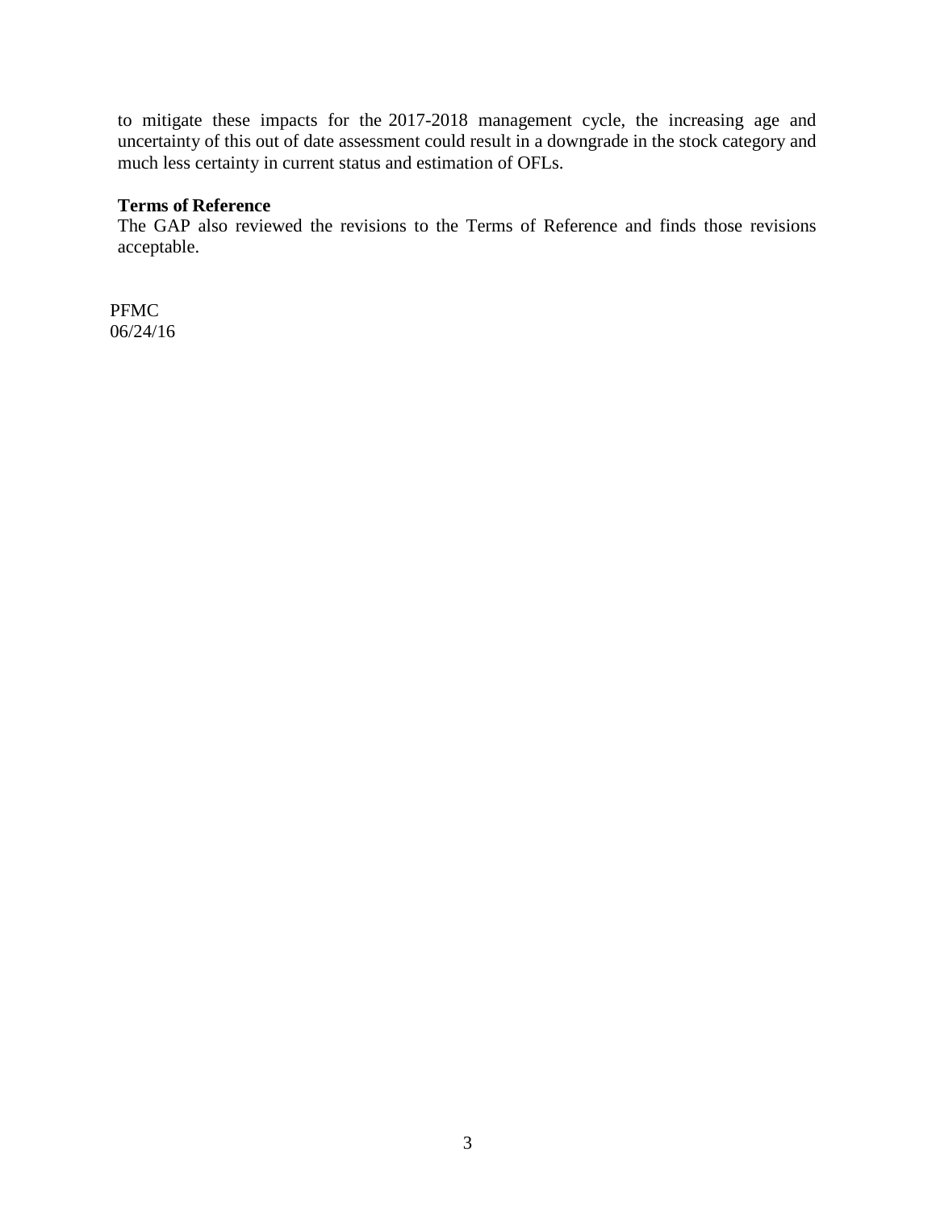to mitigate these impacts for the 2017-2018 management cycle, the increasing age and uncertainty of this out of date assessment could result in a downgrade in the stock category and much less certainty in current status and estimation of OFLs.

**Terms of Reference**

The GAP also reviewed the revisions to the Terms of Reference and finds those revisions acceptable.

PFMC
06/24/16